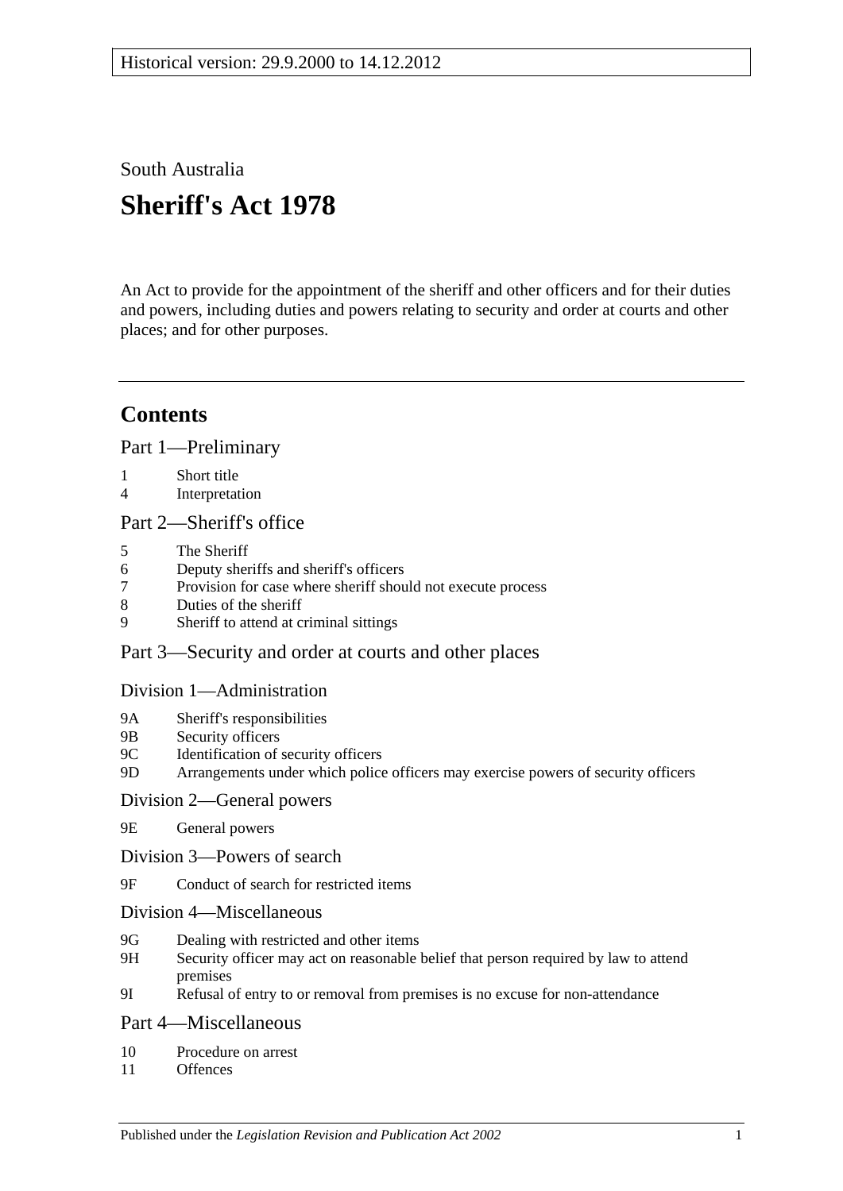Historical version: 29.9.2000 to 14.12.2012

South Australia

# Sheriff's Act 1978

An Act to provide for the appointment of the sheriff and other officers and for their duties and powers, including duties and powers relating to security and order at courts and other places; and for other purposes.

## Contents

### Part 1—Preliminary

1 Short title
4 Interpretation

### Part 2—Sheriff's office

5 The Sheriff
6 Deputy sheriffs and sheriff's officers
7 Provision for case where sheriff should not execute process
8 Duties of the sheriff
9 Sheriff to attend at criminal sittings

### Part 3—Security and order at courts and other places

#### Division 1—Administration

9A Sheriff's responsibilities
9B Security officers
9C Identification of security officers
9D Arrangements under which police officers may exercise powers of security officers

#### Division 2—General powers

9E General powers

#### Division 3—Powers of search

9F Conduct of search for restricted items

#### Division 4—Miscellaneous

9G Dealing with restricted and other items
9H Security officer may act on reasonable belief that person required by law to attend premises
9I Refusal of entry to or removal from premises is no excuse for non-attendance

### Part 4—Miscellaneous

10 Procedure on arrest
11 Offences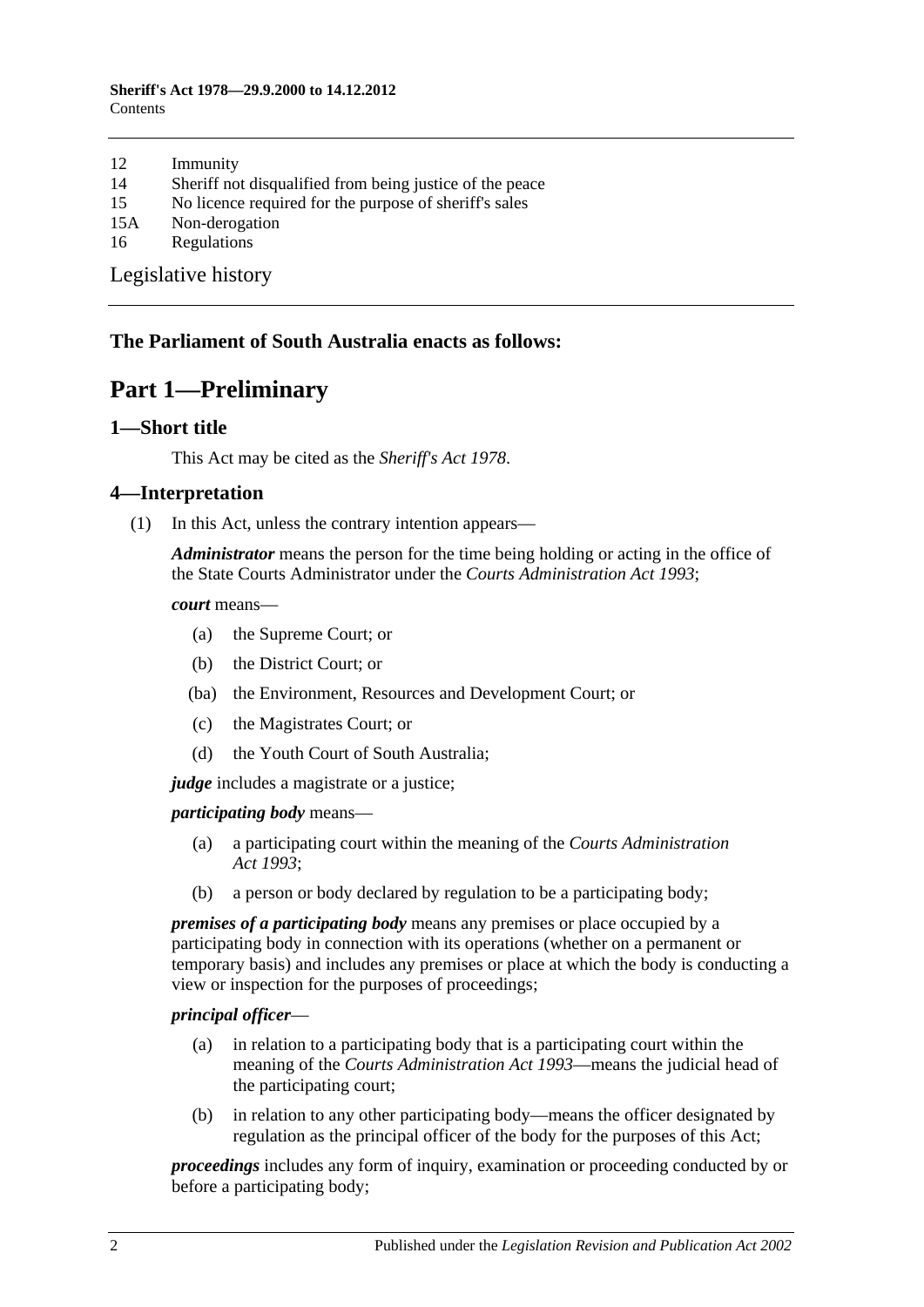12 Immunity
14 Sheriff not disqualified from being justice of the peace
15 No licence required for the purpose of sheriff's sales
15A Non-derogation
16 Regulations

Legislative history

**The Parliament of South Australia enacts as follows:**

# Part 1—Preliminary

## 1—Short title

This Act may be cited as the *Sheriff's Act 1978*.

## 4—Interpretation

(1) In this Act, unless the contrary intention appears—

***Administrator*** means the person for the time being holding or acting in the office of the State Courts Administrator under the *Courts Administration Act 1993*;

***court*** means—

(a) the Supreme Court; or

(b) the District Court; or

(ba) the Environment, Resources and Development Court; or

(c) the Magistrates Court; or

(d) the Youth Court of South Australia;

***judge*** includes a magistrate or a justice;

***participating body*** means—

(a) a participating court within the meaning of the *Courts Administration Act 1993*;

(b) a person or body declared by regulation to be a participating body;

***premises of a participating body*** means any premises or place occupied by a participating body in connection with its operations (whether on a permanent or temporary basis) and includes any premises or place at which the body is conducting a view or inspection for the purposes of proceedings;

***principal officer***—

(a) in relation to a participating body that is a participating court within the meaning of the *Courts Administration Act 1993*—means the judicial head of the participating court;

(b) in relation to any other participating body—means the officer designated by regulation as the principal officer of the body for the purposes of this Act;

***proceedings*** includes any form of inquiry, examination or proceeding conducted by or before a participating body;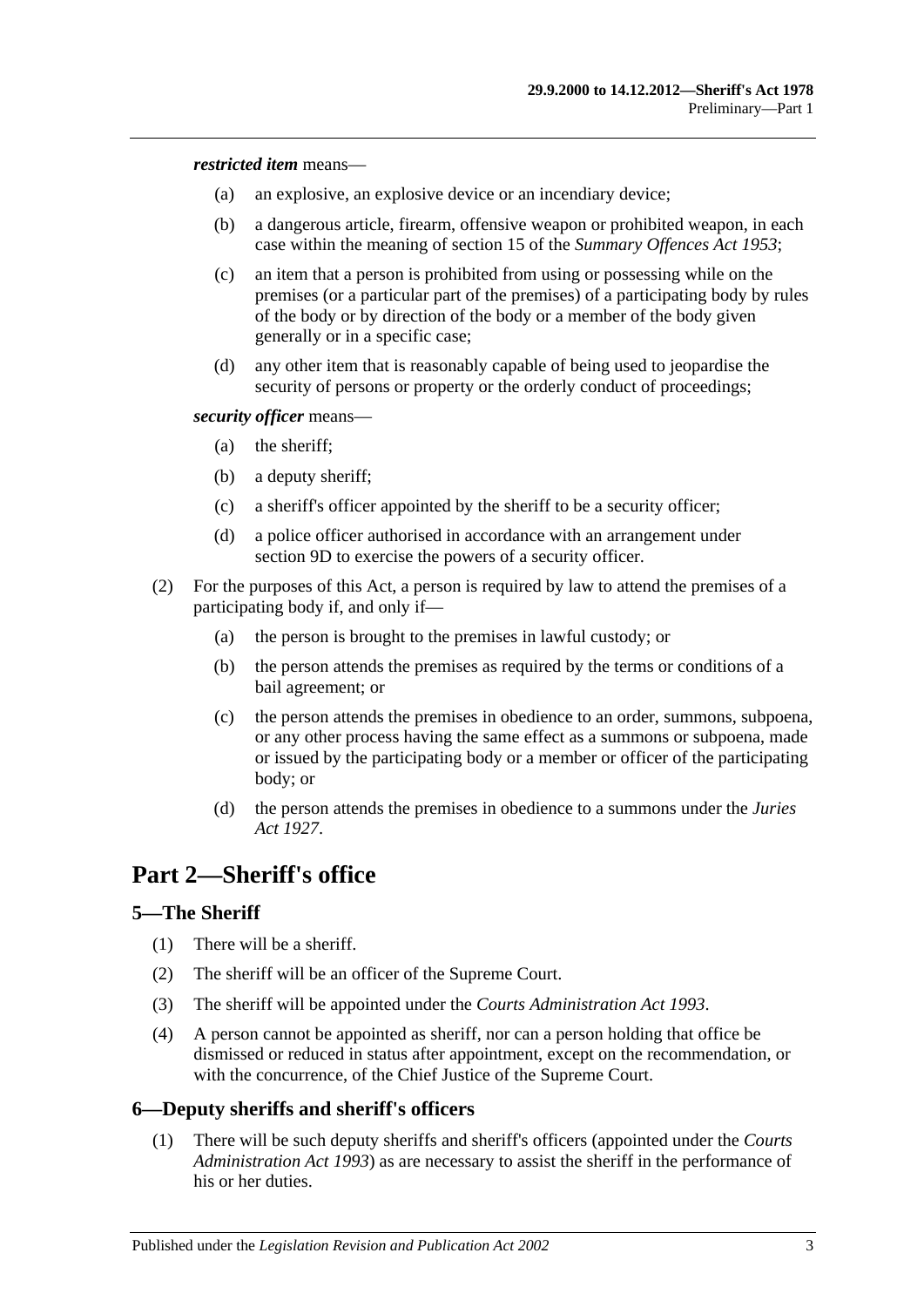***restricted item*** means—

(a) an explosive, an explosive device or an incendiary device;

(b) a dangerous article, firearm, offensive weapon or prohibited weapon, in each case within the meaning of section 15 of the *Summary Offences Act 1953*;

(c) an item that a person is prohibited from using or possessing while on the premises (or a particular part of the premises) of a participating body by rules of the body or by direction of the body or a member of the body given generally or in a specific case;

(d) any other item that is reasonably capable of being used to jeopardise the security of persons or property or the orderly conduct of proceedings;

***security officer*** means—

(a) the sheriff;

(b) a deputy sheriff;

(c) a sheriff's officer appointed by the sheriff to be a security officer;

(d) a police officer authorised in accordance with an arrangement under section 9D to exercise the powers of a security officer.

(2) For the purposes of this Act, a person is required by law to attend the premises of a participating body if, and only if—

(a) the person is brought to the premises in lawful custody; or

(b) the person attends the premises as required by the terms or conditions of a bail agreement; or

(c) the person attends the premises in obedience to an order, summons, subpoena, or any other process having the same effect as a summons or subpoena, made or issued by the participating body or a member or officer of the participating body; or

(d) the person attends the premises in obedience to a summons under the *Juries Act 1927*.

# Part 2—Sheriff's office

## 5—The Sheriff

(1) There will be a sheriff.

(2) The sheriff will be an officer of the Supreme Court.

(3) The sheriff will be appointed under the *Courts Administration Act 1993*.

(4) A person cannot be appointed as sheriff, nor can a person holding that office be dismissed or reduced in status after appointment, except on the recommendation, or with the concurrence, of the Chief Justice of the Supreme Court.

## 6—Deputy sheriffs and sheriff's officers

(1) There will be such deputy sheriffs and sheriff's officers (appointed under the *Courts Administration Act 1993*) as are necessary to assist the sheriff in the performance of his or her duties.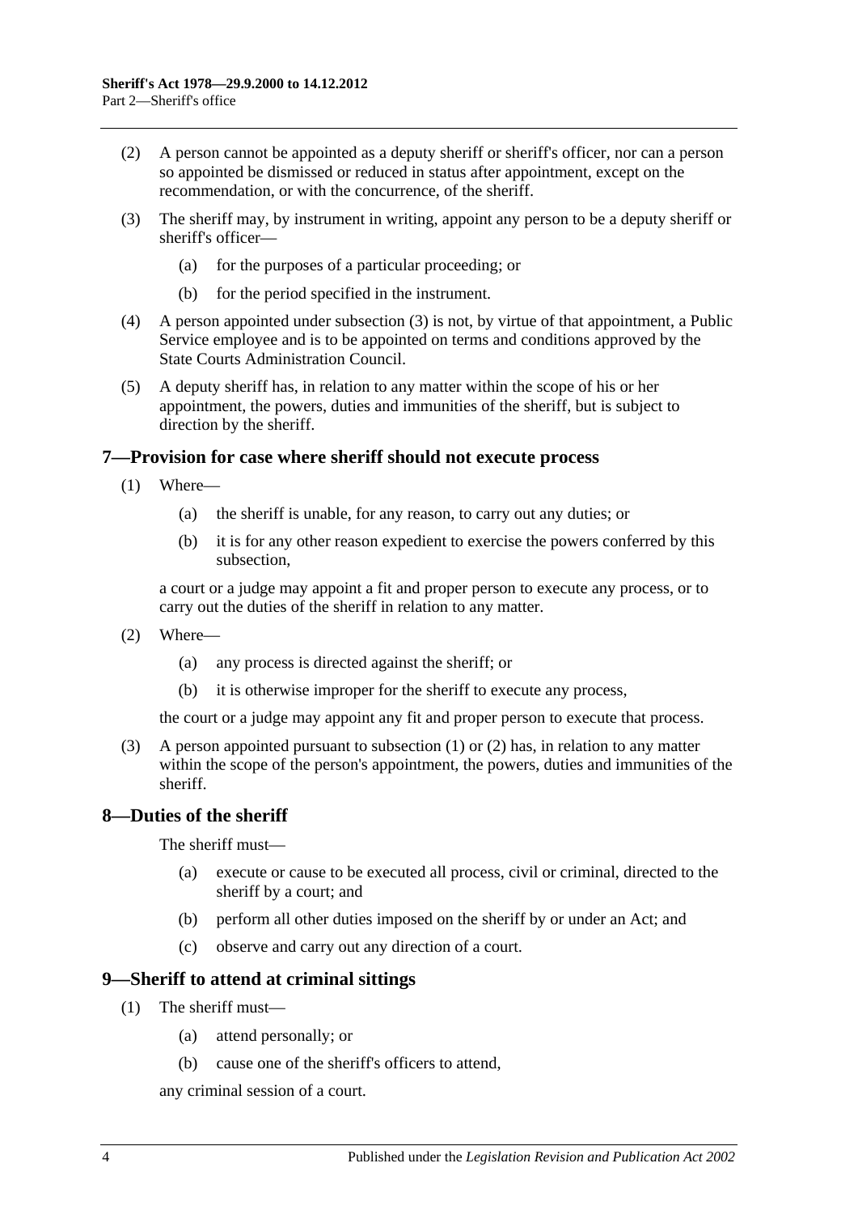(2) A person cannot be appointed as a deputy sheriff or sheriff's officer, nor can a person so appointed be dismissed or reduced in status after appointment, except on the recommendation, or with the concurrence, of the sheriff.

(3) The sheriff may, by instrument in writing, appoint any person to be a deputy sheriff or sheriff's officer—

(a) for the purposes of a particular proceeding; or

(b) for the period specified in the instrument.

(4) A person appointed under subsection (3) is not, by virtue of that appointment, a Public Service employee and is to be appointed on terms and conditions approved by the State Courts Administration Council.

(5) A deputy sheriff has, in relation to any matter within the scope of his or her appointment, the powers, duties and immunities of the sheriff, but is subject to direction by the sheriff.

## 7—Provision for case where sheriff should not execute process

(1) Where—

(a) the sheriff is unable, for any reason, to carry out any duties; or

(b) it is for any other reason expedient to exercise the powers conferred by this subsection,

a court or a judge may appoint a fit and proper person to execute any process, or to carry out the duties of the sheriff in relation to any matter.

(2) Where—

(a) any process is directed against the sheriff; or

(b) it is otherwise improper for the sheriff to execute any process,

the court or a judge may appoint any fit and proper person to execute that process.

(3) A person appointed pursuant to subsection (1) or (2) has, in relation to any matter within the scope of the person's appointment, the powers, duties and immunities of the sheriff.

## 8—Duties of the sheriff

The sheriff must—

(a) execute or cause to be executed all process, civil or criminal, directed to the sheriff by a court; and

(b) perform all other duties imposed on the sheriff by or under an Act; and

(c) observe and carry out any direction of a court.

## 9—Sheriff to attend at criminal sittings

(1) The sheriff must—

(a) attend personally; or

(b) cause one of the sheriff's officers to attend,

any criminal session of a court.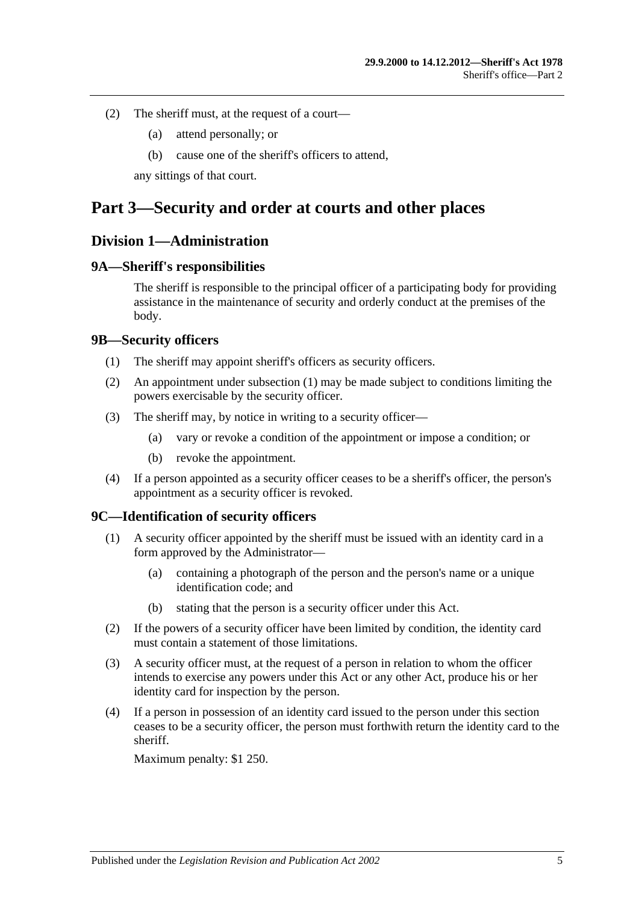(2) The sheriff must, at the request of a court—

(a) attend personally; or

(b) cause one of the sheriff's officers to attend,

any sittings of that court.

# Part 3—Security and order at courts and other places

## Division 1—Administration

### 9A—Sheriff's responsibilities

The sheriff is responsible to the principal officer of a participating body for providing assistance in the maintenance of security and orderly conduct at the premises of the body.

### 9B—Security officers

(1) The sheriff may appoint sheriff's officers as security officers.

(2) An appointment under subsection (1) may be made subject to conditions limiting the powers exercisable by the security officer.

(3) The sheriff may, by notice in writing to a security officer—

(a) vary or revoke a condition of the appointment or impose a condition; or

(b) revoke the appointment.

(4) If a person appointed as a security officer ceases to be a sheriff's officer, the person's appointment as a security officer is revoked.

### 9C—Identification of security officers

(1) A security officer appointed by the sheriff must be issued with an identity card in a form approved by the Administrator—

(a) containing a photograph of the person and the person's name or a unique identification code; and

(b) stating that the person is a security officer under this Act.

(2) If the powers of a security officer have been limited by condition, the identity card must contain a statement of those limitations.

(3) A security officer must, at the request of a person in relation to whom the officer intends to exercise any powers under this Act or any other Act, produce his or her identity card for inspection by the person.

(4) If a person in possession of an identity card issued to the person under this section ceases to be a security officer, the person must forthwith return the identity card to the sheriff.

Maximum penalty: $1 250.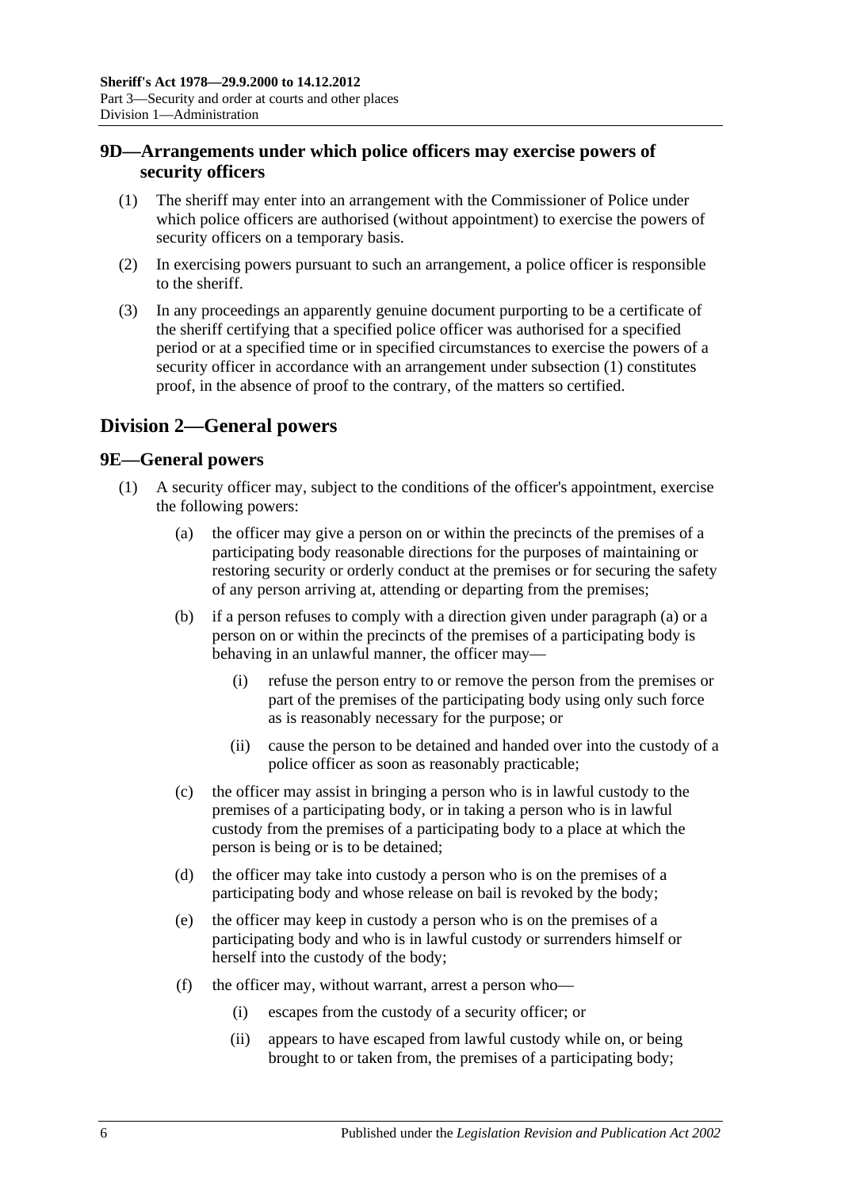## 9D—Arrangements under which police officers may exercise powers of security officers

(1) The sheriff may enter into an arrangement with the Commissioner of Police under which police officers are authorised (without appointment) to exercise the powers of security officers on a temporary basis.

(2) In exercising powers pursuant to such an arrangement, a police officer is responsible to the sheriff.

(3) In any proceedings an apparently genuine document purporting to be a certificate of the sheriff certifying that a specified police officer was authorised for a specified period or at a specified time or in specified circumstances to exercise the powers of a security officer in accordance with an arrangement under subsection (1) constitutes proof, in the absence of proof to the contrary, of the matters so certified.

# Division 2—General powers

## 9E—General powers

(1) A security officer may, subject to the conditions of the officer's appointment, exercise the following powers:

- (a) the officer may give a person on or within the precincts of the premises of a participating body reasonable directions for the purposes of maintaining or restoring security or orderly conduct at the premises or for securing the safety of any person arriving at, attending or departing from the premises;
- (b) if a person refuses to comply with a direction given under paragraph (a) or a person on or within the precincts of the premises of a participating body is behaving in an unlawful manner, the officer may—
    - (i) refuse the person entry to or remove the person from the premises or part of the premises of the participating body using only such force as is reasonably necessary for the purpose; or
    - (ii) cause the person to be detained and handed over into the custody of a police officer as soon as reasonably practicable;
- (c) the officer may assist in bringing a person who is in lawful custody to the premises of a participating body, or in taking a person who is in lawful custody from the premises of a participating body to a place at which the person is being or is to be detained;
- (d) the officer may take into custody a person who is on the premises of a participating body and whose release on bail is revoked by the body;
- (e) the officer may keep in custody a person who is on the premises of a participating body and who is in lawful custody or surrenders himself or herself into the custody of the body;
- (f) the officer may, without warrant, arrest a person who—
    - (i) escapes from the custody of a security officer; or
    - (ii) appears to have escaped from lawful custody while on, or being brought to or taken from, the premises of a participating body;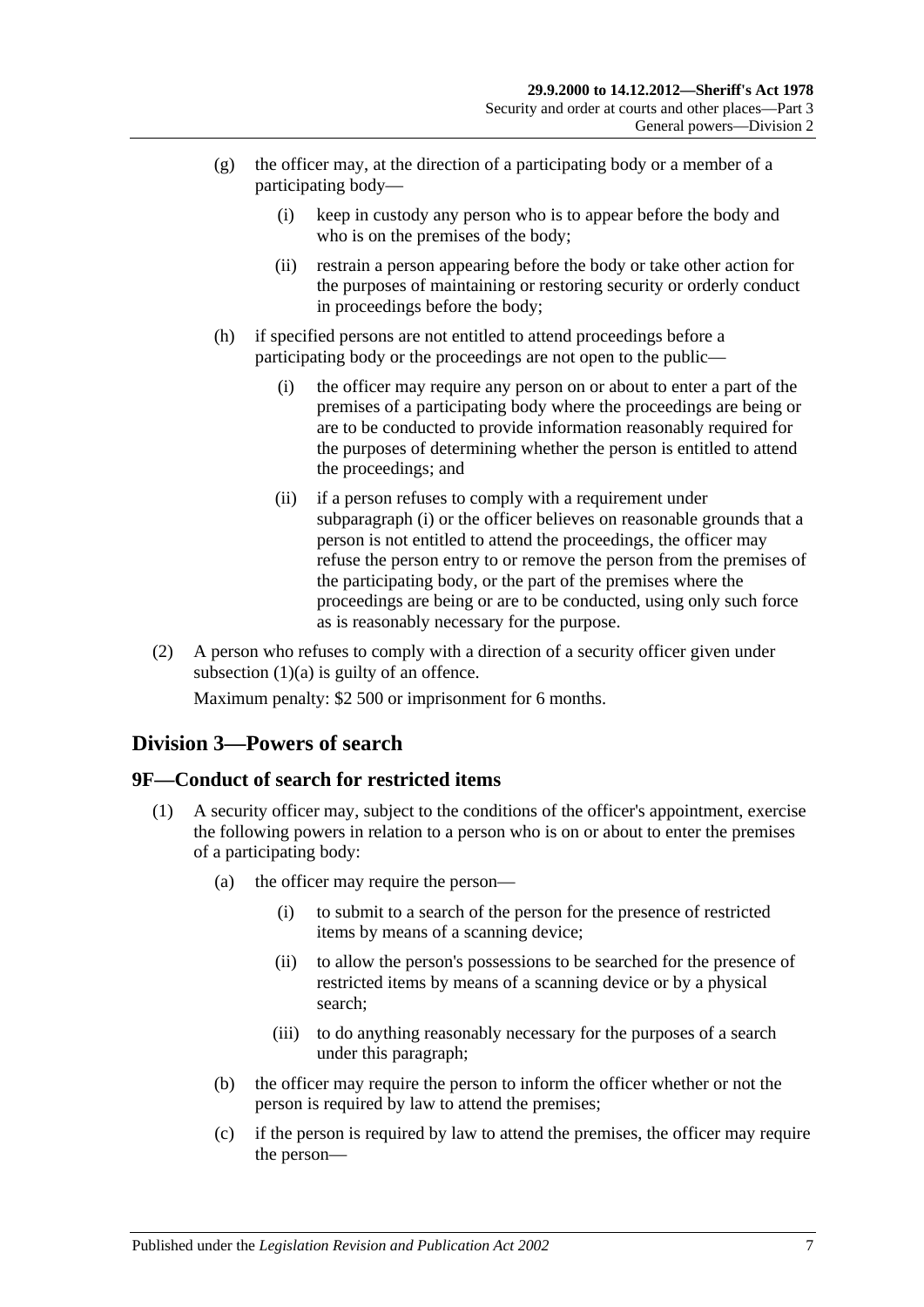(g) the officer may, at the direction of a participating body or a member of a participating body—

  (i) keep in custody any person who is to appear before the body and who is on the premises of the body;

  (ii) restrain a person appearing before the body or take other action for the purposes of maintaining or restoring security or orderly conduct in proceedings before the body;

(h) if specified persons are not entitled to attend proceedings before a participating body or the proceedings are not open to the public—

  (i) the officer may require any person on or about to enter a part of the premises of a participating body where the proceedings are being or are to be conducted to provide information reasonably required for the purposes of determining whether the person is entitled to attend the proceedings; and

  (ii) if a person refuses to comply with a requirement under subparagraph (i) or the officer believes on reasonable grounds that a person is not entitled to attend the proceedings, the officer may refuse the person entry to or remove the person from the premises of the participating body, or the part of the premises where the proceedings are being or are to be conducted, using only such force as is reasonably necessary for the purpose.

(2) A person who refuses to comply with a direction of a security officer given under subsection (1)(a) is guilty of an offence.

Maximum penalty: $2 500 or imprisonment for 6 months.

## Division 3—Powers of search

### 9F—Conduct of search for restricted items

(1) A security officer may, subject to the conditions of the officer's appointment, exercise the following powers in relation to a person who is on or about to enter the premises of a participating body:

(a) the officer may require the person—

  (i) to submit to a search of the person for the presence of restricted items by means of a scanning device;

  (ii) to allow the person's possessions to be searched for the presence of restricted items by means of a scanning device or by a physical search;

  (iii) to do anything reasonably necessary for the purposes of a search under this paragraph;

(b) the officer may require the person to inform the officer whether or not the person is required by law to attend the premises;

(c) if the person is required by law to attend the premises, the officer may require the person—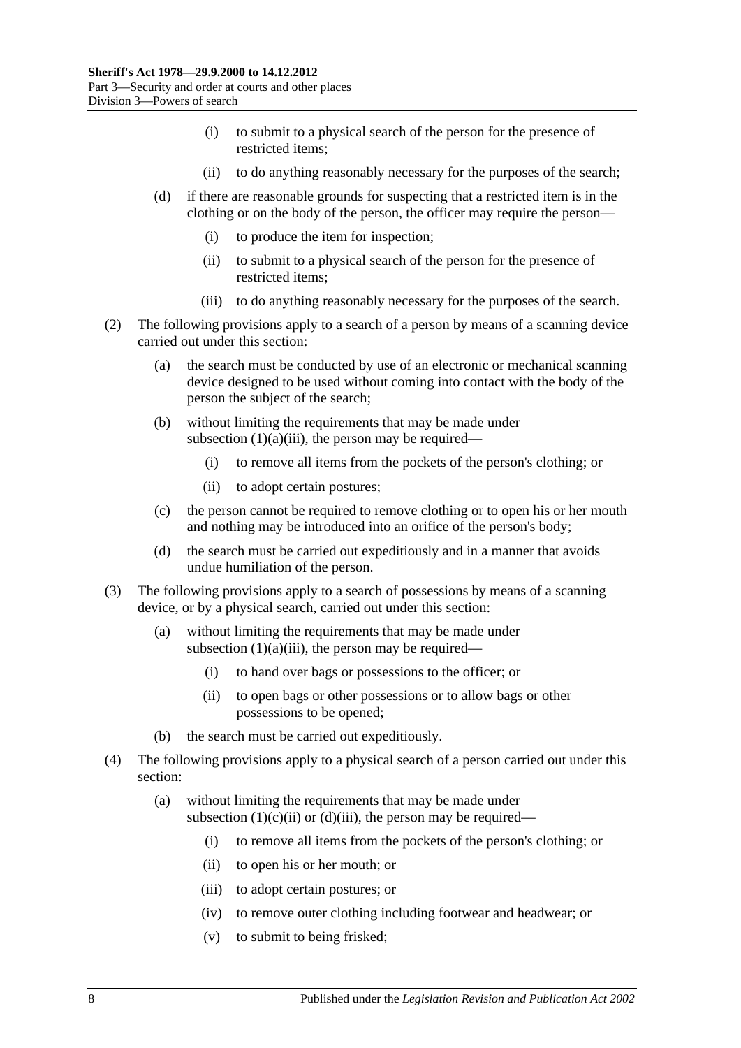(i) to submit to a physical search of the person for the presence of restricted items;

(ii) to do anything reasonably necessary for the purposes of the search;

(d) if there are reasonable grounds for suspecting that a restricted item is in the clothing or on the body of the person, the officer may require the person—

(i) to produce the item for inspection;

(ii) to submit to a physical search of the person for the presence of restricted items;

(iii) to do anything reasonably necessary for the purposes of the search.

(2) The following provisions apply to a search of a person by means of a scanning device carried out under this section:

(a) the search must be conducted by use of an electronic or mechanical scanning device designed to be used without coming into contact with the body of the person the subject of the search;

(b) without limiting the requirements that may be made under subsection (1)(a)(iii), the person may be required—

(i) to remove all items from the pockets of the person's clothing; or

(ii) to adopt certain postures;

(c) the person cannot be required to remove clothing or to open his or her mouth and nothing may be introduced into an orifice of the person's body;

(d) the search must be carried out expeditiously and in a manner that avoids undue humiliation of the person.

(3) The following provisions apply to a search of possessions by means of a scanning device, or by a physical search, carried out under this section:

(a) without limiting the requirements that may be made under subsection (1)(a)(iii), the person may be required—

(i) to hand over bags or possessions to the officer; or

(ii) to open bags or other possessions or to allow bags or other possessions to be opened;

(b) the search must be carried out expeditiously.

(4) The following provisions apply to a physical search of a person carried out under this section:

(a) without limiting the requirements that may be made under subsection (1)(c)(ii) or (d)(iii), the person may be required—

(i) to remove all items from the pockets of the person's clothing; or

(ii) to open his or her mouth; or

(iii) to adopt certain postures; or

(iv) to remove outer clothing including footwear and headwear; or

(v) to submit to being frisked;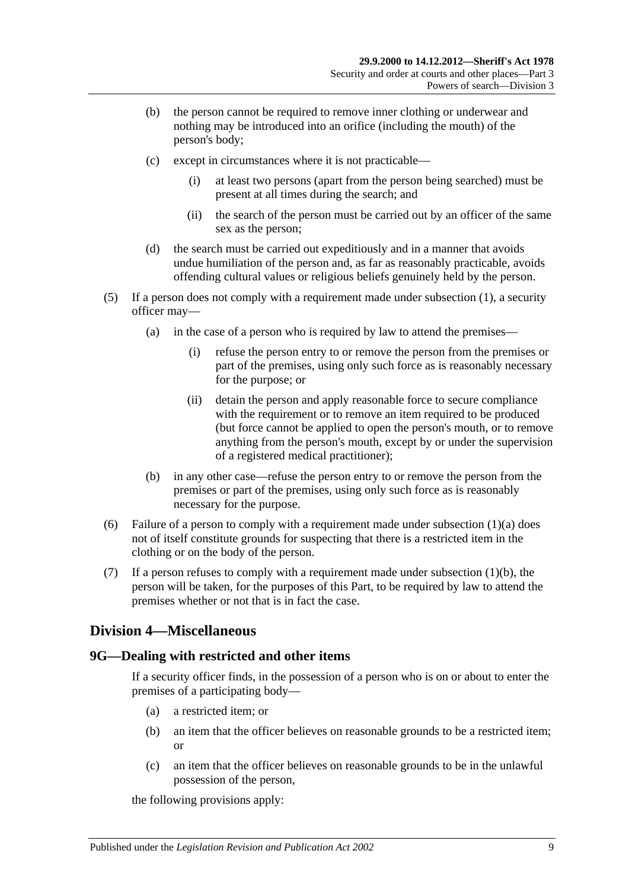(b) the person cannot be required to remove inner clothing or underwear and nothing may be introduced into an orifice (including the mouth) of the person's body;

(c) except in circumstances where it is not practicable—

(i) at least two persons (apart from the person being searched) must be present at all times during the search; and

(ii) the search of the person must be carried out by an officer of the same sex as the person;

(d) the search must be carried out expeditiously and in a manner that avoids undue humiliation of the person and, as far as reasonably practicable, avoids offending cultural values or religious beliefs genuinely held by the person.

(5) If a person does not comply with a requirement made under subsection (1), a security officer may—

(a) in the case of a person who is required by law to attend the premises—

(i) refuse the person entry to or remove the person from the premises or part of the premises, using only such force as is reasonably necessary for the purpose; or

(ii) detain the person and apply reasonable force to secure compliance with the requirement or to remove an item required to be produced (but force cannot be applied to open the person's mouth, or to remove anything from the person's mouth, except by or under the supervision of a registered medical practitioner);

(b) in any other case—refuse the person entry to or remove the person from the premises or part of the premises, using only such force as is reasonably necessary for the purpose.

(6) Failure of a person to comply with a requirement made under subsection (1)(a) does not of itself constitute grounds for suspecting that there is a restricted item in the clothing or on the body of the person.

(7) If a person refuses to comply with a requirement made under subsection (1)(b), the person will be taken, for the purposes of this Part, to be required by law to attend the premises whether or not that is in fact the case.

## Division 4—Miscellaneous

### 9G—Dealing with restricted and other items

If a security officer finds, in the possession of a person who is on or about to enter the premises of a participating body—

(a) a restricted item; or

(b) an item that the officer believes on reasonable grounds to be a restricted item; or

(c) an item that the officer believes on reasonable grounds to be in the unlawful possession of the person,

the following provisions apply: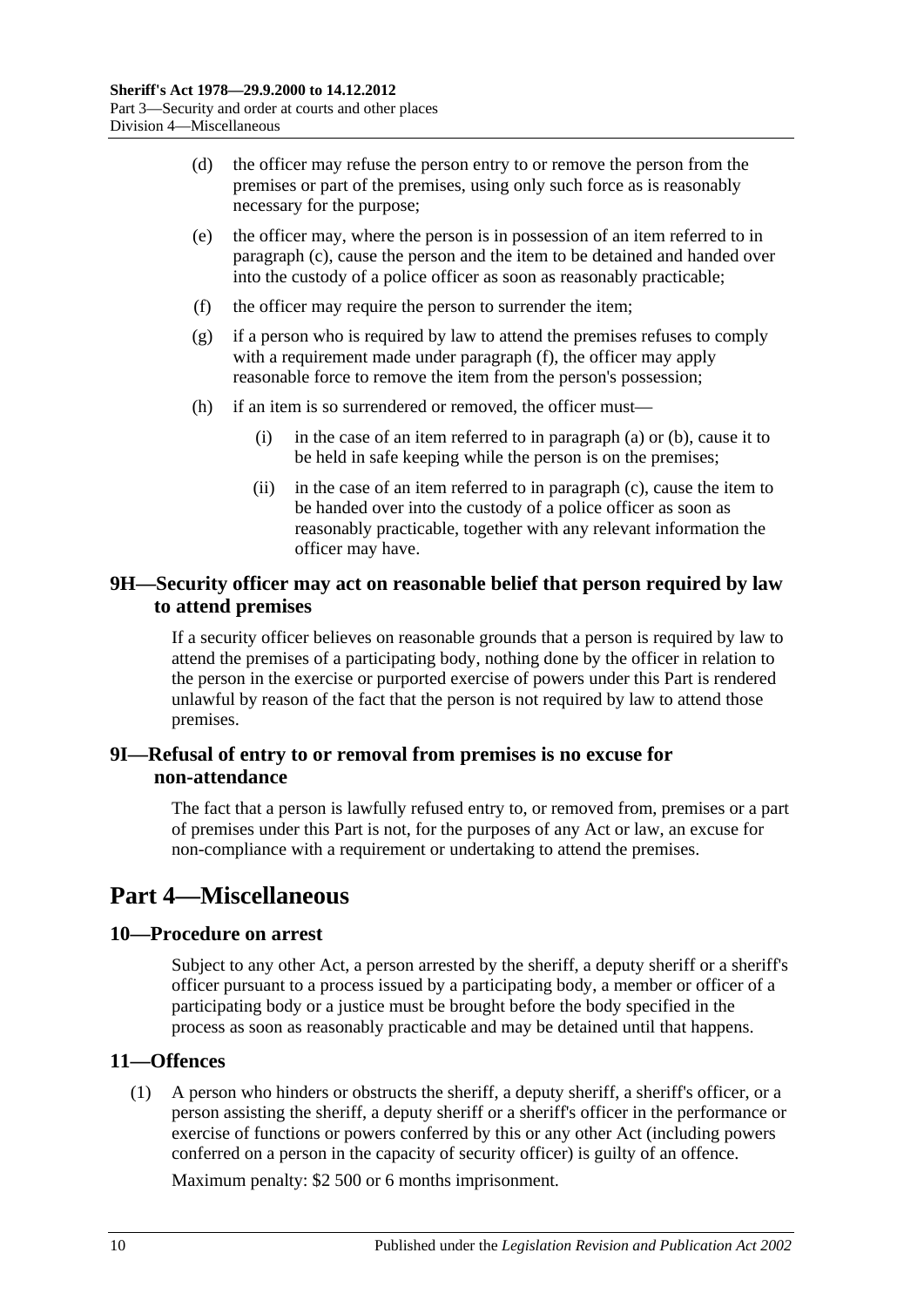(d) the officer may refuse the person entry to or remove the person from the premises or part of the premises, using only such force as is reasonably necessary for the purpose;

(e) the officer may, where the person is in possession of an item referred to in paragraph (c), cause the person and the item to be detained and handed over into the custody of a police officer as soon as reasonably practicable;

(f) the officer may require the person to surrender the item;

(g) if a person who is required by law to attend the premises refuses to comply with a requirement made under paragraph (f), the officer may apply reasonable force to remove the item from the person's possession;

(h) if an item is so surrendered or removed, the officer must—

(i) in the case of an item referred to in paragraph (a) or (b), cause it to be held in safe keeping while the person is on the premises;

(ii) in the case of an item referred to in paragraph (c), cause the item to be handed over into the custody of a police officer as soon as reasonably practicable, together with any relevant information the officer may have.

### 9H—Security officer may act on reasonable belief that person required by law to attend premises

If a security officer believes on reasonable grounds that a person is required by law to attend the premises of a participating body, nothing done by the officer in relation to the person in the exercise or purported exercise of powers under this Part is rendered unlawful by reason of the fact that the person is not required by law to attend those premises.

### 9I—Refusal of entry to or removal from premises is no excuse for non-attendance

The fact that a person is lawfully refused entry to, or removed from, premises or a part of premises under this Part is not, for the purposes of any Act or law, an excuse for non-compliance with a requirement or undertaking to attend the premises.

## Part 4—Miscellaneous

### 10—Procedure on arrest

Subject to any other Act, a person arrested by the sheriff, a deputy sheriff or a sheriff's officer pursuant to a process issued by a participating body, a member or officer of a participating body or a justice must be brought before the body specified in the process as soon as reasonably practicable and may be detained until that happens.

### 11—Offences

(1) A person who hinders or obstructs the sheriff, a deputy sheriff, a sheriff's officer, or a person assisting the sheriff, a deputy sheriff or a sheriff's officer in the performance or exercise of functions or powers conferred by this or any other Act (including powers conferred on a person in the capacity of security officer) is guilty of an offence.

Maximum penalty: $2 500 or 6 months imprisonment.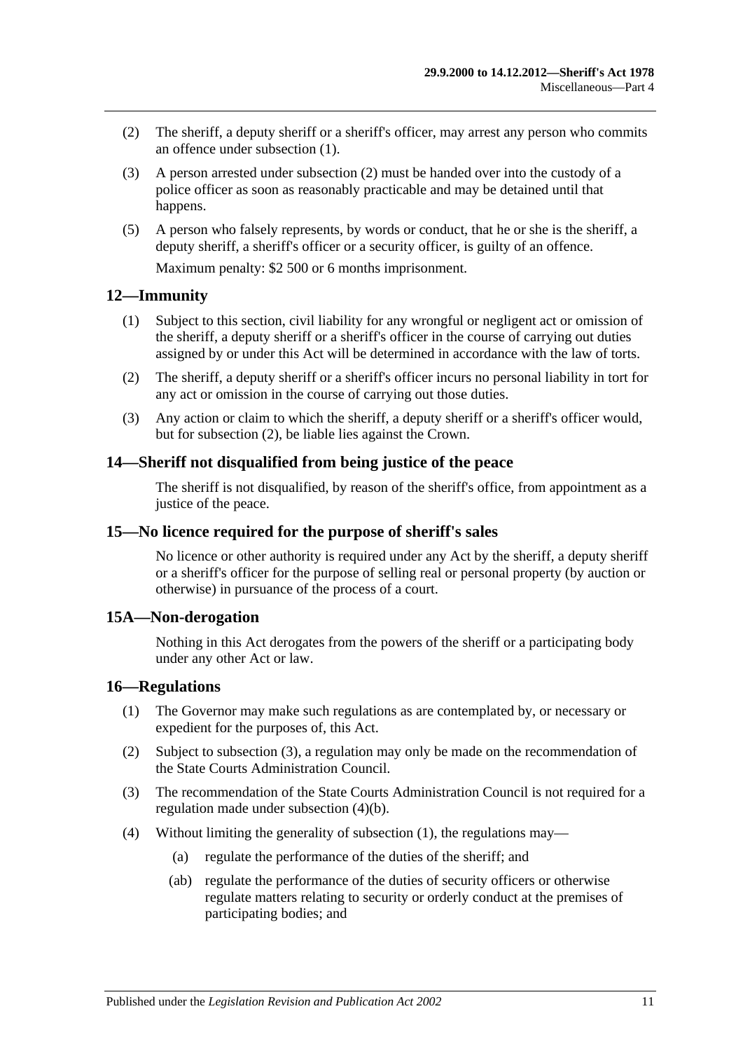(2) The sheriff, a deputy sheriff or a sheriff's officer, may arrest any person who commits an offence under subsection (1).

(3) A person arrested under subsection (2) must be handed over into the custody of a police officer as soon as reasonably practicable and may be detained until that happens.

(5) A person who falsely represents, by words or conduct, that he or she is the sheriff, a deputy sheriff, a sheriff's officer or a security officer, is guilty of an offence.

Maximum penalty: $2 500 or 6 months imprisonment.

## 12—Immunity

(1) Subject to this section, civil liability for any wrongful or negligent act or omission of the sheriff, a deputy sheriff or a sheriff's officer in the course of carrying out duties assigned by or under this Act will be determined in accordance with the law of torts.

(2) The sheriff, a deputy sheriff or a sheriff's officer incurs no personal liability in tort for any act or omission in the course of carrying out those duties.

(3) Any action or claim to which the sheriff, a deputy sheriff or a sheriff's officer would, but for subsection (2), be liable lies against the Crown.

## 14—Sheriff not disqualified from being justice of the peace

The sheriff is not disqualified, by reason of the sheriff's office, from appointment as a justice of the peace.

## 15—No licence required for the purpose of sheriff's sales

No licence or other authority is required under any Act by the sheriff, a deputy sheriff or a sheriff's officer for the purpose of selling real or personal property (by auction or otherwise) in pursuance of the process of a court.

## 15A—Non-derogation

Nothing in this Act derogates from the powers of the sheriff or a participating body under any other Act or law.

## 16—Regulations

(1) The Governor may make such regulations as are contemplated by, or necessary or expedient for the purposes of, this Act.

(2) Subject to subsection (3), a regulation may only be made on the recommendation of the State Courts Administration Council.

(3) The recommendation of the State Courts Administration Council is not required for a regulation made under subsection (4)(b).

(4) Without limiting the generality of subsection (1), the regulations may—

(a) regulate the performance of the duties of the sheriff; and

(ab) regulate the performance of the duties of security officers or otherwise regulate matters relating to security or orderly conduct at the premises of participating bodies; and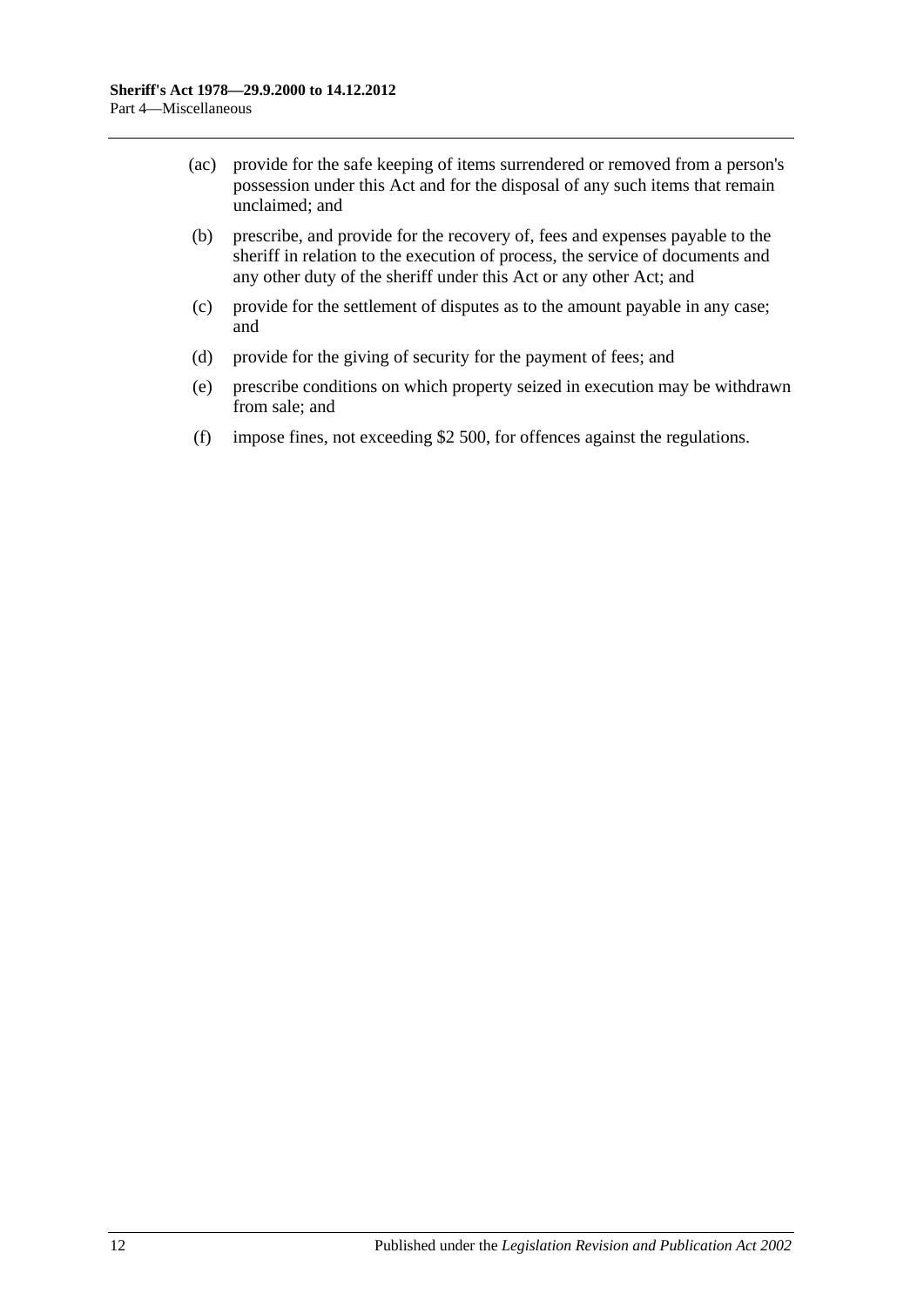(ac) provide for the safe keeping of items surrendered or removed from a person's possession under this Act and for the disposal of any such items that remain unclaimed; and

(b) prescribe, and provide for the recovery of, fees and expenses payable to the sheriff in relation to the execution of process, the service of documents and any other duty of the sheriff under this Act or any other Act; and

(c) provide for the settlement of disputes as to the amount payable in any case; and

(d) provide for the giving of security for the payment of fees; and

(e) prescribe conditions on which property seized in execution may be withdrawn from sale; and

(f) impose fines, not exceeding $2 500, for offences against the regulations.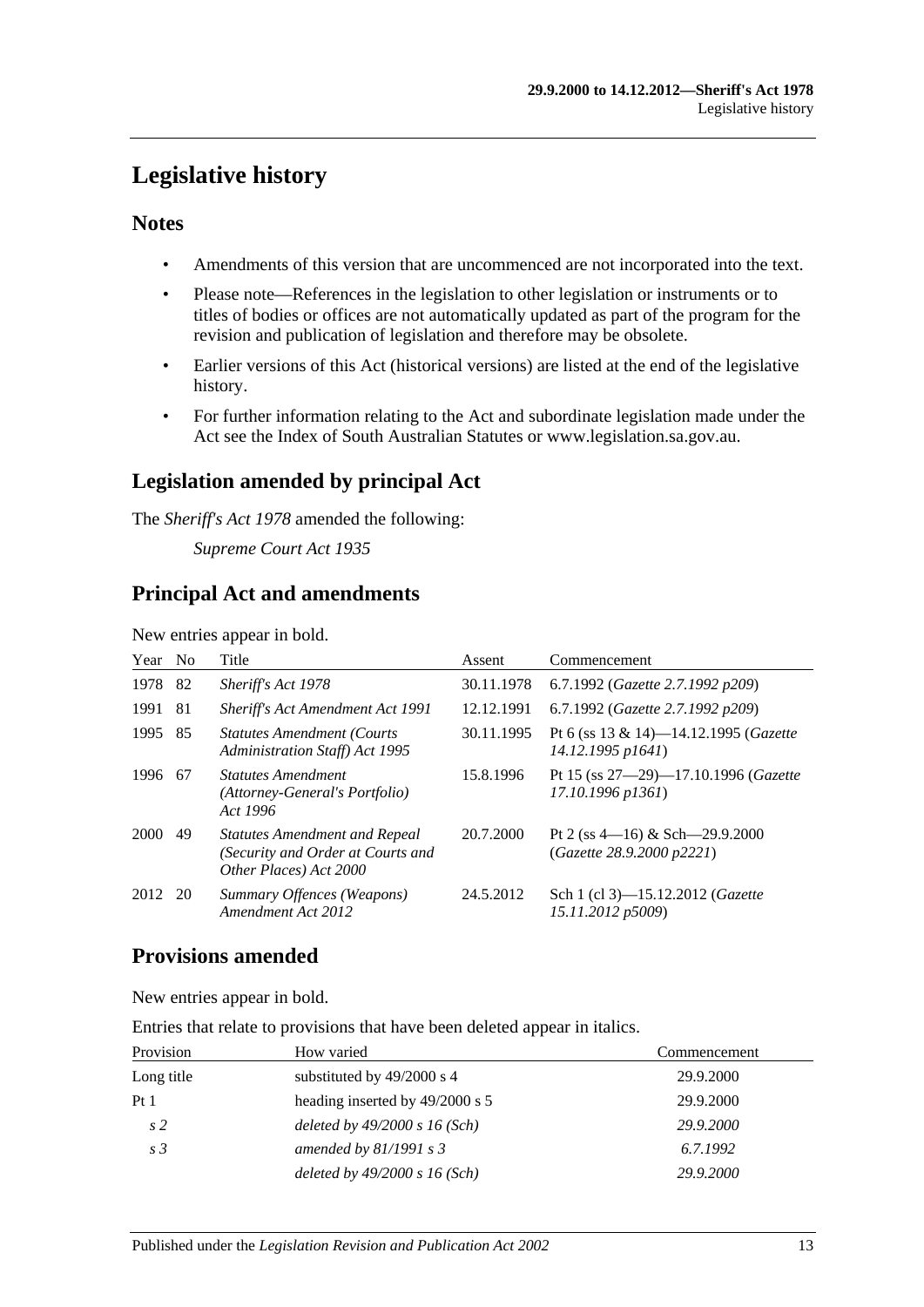# Legislative history

## Notes

- Amendments of this version that are uncommenced are not incorporated into the text.
- Please note—References in the legislation to other legislation or instruments or to titles of bodies or offices are not automatically updated as part of the program for the revision and publication of legislation and therefore may be obsolete.
- Earlier versions of this Act (historical versions) are listed at the end of the legislative history.
- For further information relating to the Act and subordinate legislation made under the Act see the Index of South Australian Statutes or www.legislation.sa.gov.au.

## Legislation amended by principal Act

The *Sheriff's Act 1978* amended the following:

*Supreme Court Act 1935*

## Principal Act and amendments

New entries appear in bold.

| Year | No | Title | Assent | Commencement |
|---|---|---|---|---|
| 1978 | 82 | *Sheriff's Act 1978* | 30.11.1978 | 6.7.1992 (*Gazette 2.7.1992 p209*) |
| 1991 | 81 | *Sheriff's Act Amendment Act 1991* | 12.12.1991 | 6.7.1992 (*Gazette 2.7.1992 p209*) |
| 1995 | 85 | *Statutes Amendment (Courts Administration Staff) Act 1995* | 30.11.1995 | Pt 6 (ss 13 & 14)—14.12.1995 (*Gazette 14.12.1995 p1641*) |
| 1996 | 67 | *Statutes Amendment (Attorney-General's Portfolio) Act 1996* | 15.8.1996 | Pt 15 (ss 27—29)—17.10.1996 (*Gazette 17.10.1996 p1361*) |
| 2000 | 49 | *Statutes Amendment and Repeal (Security and Order at Courts and Other Places) Act 2000* | 20.7.2000 | Pt 2 (ss 4—16) & Sch—29.9.2000 (*Gazette 28.9.2000 p2221*) |
| 2012 | 20 | *Summary Offences (Weapons) Amendment Act 2012* | 24.5.2012 | Sch 1 (cl 3)—15.12.2012 (*Gazette 15.11.2012 p5009*) |

## Provisions amended

New entries appear in bold.

Entries that relate to provisions that have been deleted appear in italics.

| Provision | How varied | Commencement |
|---|---|---|
| Long title | substituted by 49/2000 s 4 | 29.9.2000 |
| Pt 1 | heading inserted by 49/2000 s 5 | 29.9.2000 |
| *s 2* | *deleted by 49/2000 s 16 (Sch)* | *29.9.2000* |
| *s 3* | *amended by 81/1991 s 3* | *6.7.1992* |
| | *deleted by 49/2000 s 16 (Sch)* | *29.9.2000* |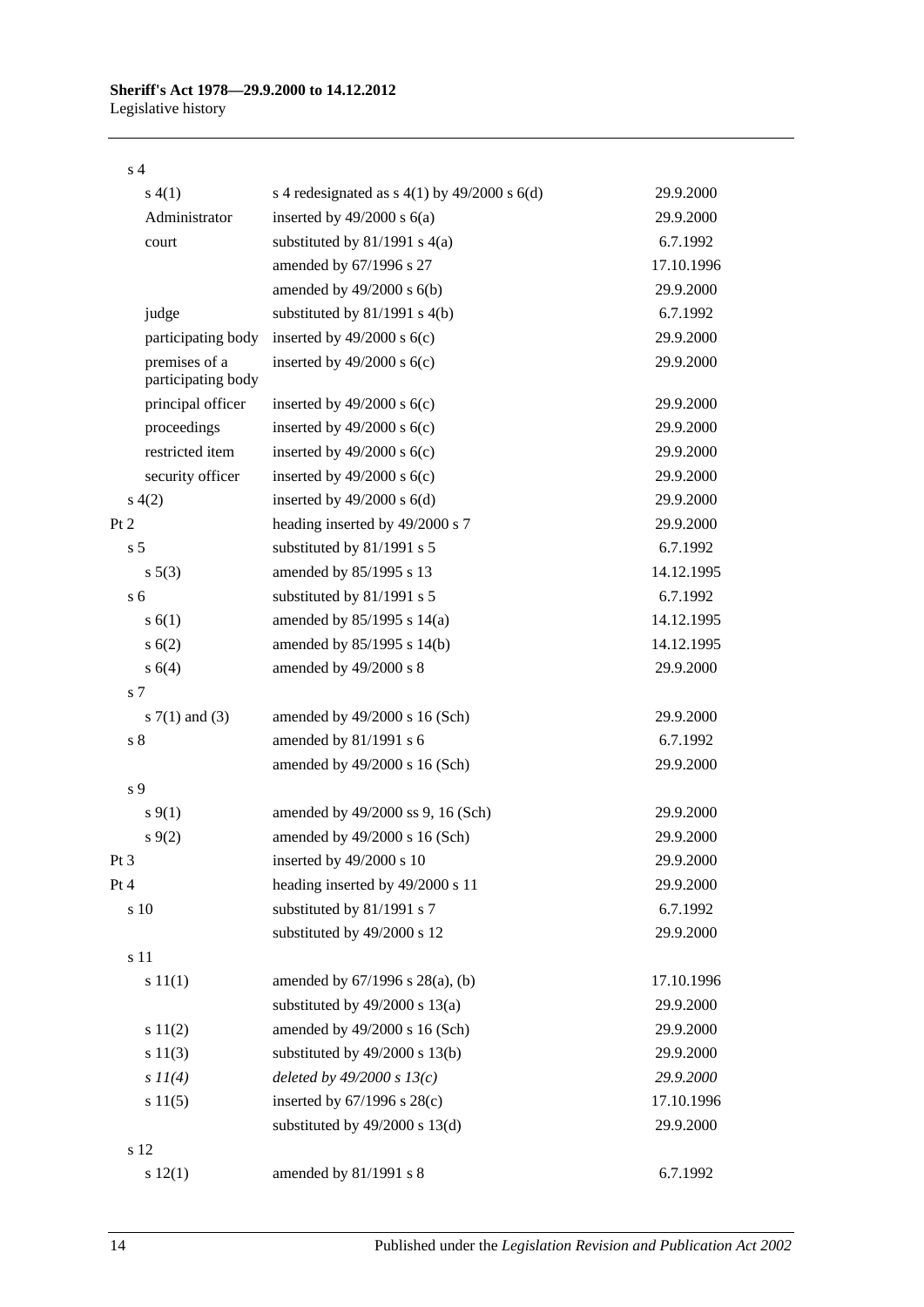| | | |
|---|---|---|
| s 4 | | |
| s 4(1) | s 4 redesignated as s 4(1) by 49/2000 s 6(d) | 29.9.2000 |
| Administrator | inserted by 49/2000 s 6(a) | 29.9.2000 |
| court | substituted by 81/1991 s 4(a) | 6.7.1992 |
| | amended by 67/1996 s 27 | 17.10.1996 |
| | amended by 49/2000 s 6(b) | 29.9.2000 |
| judge | substituted by 81/1991 s 4(b) | 6.7.1992 |
| participating body | inserted by 49/2000 s 6(c) | 29.9.2000 |
| premises of a participating body | inserted by 49/2000 s 6(c) | 29.9.2000 |
| principal officer | inserted by 49/2000 s 6(c) | 29.9.2000 |
| proceedings | inserted by 49/2000 s 6(c) | 29.9.2000 |
| restricted item | inserted by 49/2000 s 6(c) | 29.9.2000 |
| security officer | inserted by 49/2000 s 6(c) | 29.9.2000 |
| s 4(2) | inserted by 49/2000 s 6(d) | 29.9.2000 |
| Pt 2 | heading inserted by 49/2000 s 7 | 29.9.2000 |
| s 5 | substituted by 81/1991 s 5 | 6.7.1992 |
| s 5(3) | amended by 85/1995 s 13 | 14.12.1995 |
| s 6 | substituted by 81/1991 s 5 | 6.7.1992 |
| s 6(1) | amended by 85/1995 s 14(a) | 14.12.1995 |
| s 6(2) | amended by 85/1995 s 14(b) | 14.12.1995 |
| s 6(4) | amended by 49/2000 s 8 | 29.9.2000 |
| s 7 | | |
| s 7(1) and (3) | amended by 49/2000 s 16 (Sch) | 29.9.2000 |
| s 8 | amended by 81/1991 s 6 | 6.7.1992 |
| | amended by 49/2000 s 16 (Sch) | 29.9.2000 |
| s 9 | | |
| s 9(1) | amended by 49/2000 ss 9, 16 (Sch) | 29.9.2000 |
| s 9(2) | amended by 49/2000 s 16 (Sch) | 29.9.2000 |
| Pt 3 | inserted by 49/2000 s 10 | 29.9.2000 |
| Pt 4 | heading inserted by 49/2000 s 11 | 29.9.2000 |
| s 10 | substituted by 81/1991 s 7 | 6.7.1992 |
| | substituted by 49/2000 s 12 | 29.9.2000 |
| s 11 | | |
| s 11(1) | amended by 67/1996 s 28(a), (b) | 17.10.1996 |
| | substituted by 49/2000 s 13(a) | 29.9.2000 |
| s 11(2) | amended by 49/2000 s 16 (Sch) | 29.9.2000 |
| s 11(3) | substituted by 49/2000 s 13(b) | 29.9.2000 |
| *s 11(4)* | *deleted by 49/2000 s 13(c)* | *29.9.2000* |
| s 11(5) | inserted by 67/1996 s 28(c) | 17.10.1996 |
| | substituted by 49/2000 s 13(d) | 29.9.2000 |
| s 12 | | |
| s 12(1) | amended by 81/1991 s 8 | 6.7.1992 |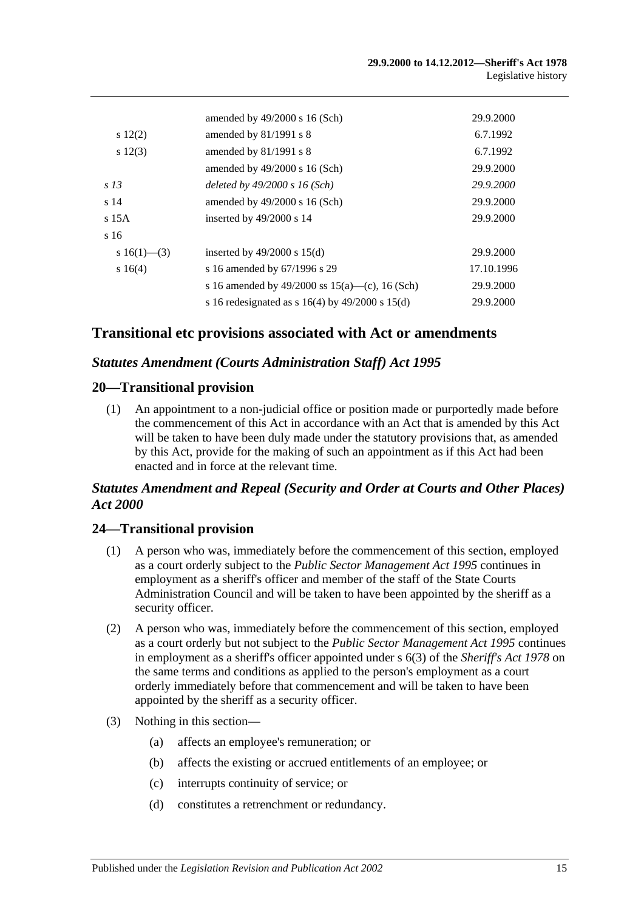| | | |
|---|---|---|
| | amended by 49/2000 s 16 (Sch) | 29.9.2000 |
| s 12(2) | amended by 81/1991 s 8 | 6.7.1992 |
| s 12(3) | amended by 81/1991 s 8 | 6.7.1992 |
| | amended by 49/2000 s 16 (Sch) | 29.9.2000 |
| *s 13* | *deleted by 49/2000 s 16 (Sch)* | *29.9.2000* |
| s 14 | amended by 49/2000 s 16 (Sch) | 29.9.2000 |
| s 15A | inserted by 49/2000 s 14 | 29.9.2000 |
| s 16 | | |
| s 16(1)—(3) | inserted by 49/2000 s 15(d) | 29.9.2000 |
| s 16(4) | s 16 amended by 67/1996 s 29 | 17.10.1996 |
| | s 16 amended by 49/2000 ss 15(a)—(c), 16 (Sch) | 29.9.2000 |
| | s 16 redesignated as s 16(4) by 49/2000 s 15(d) | 29.9.2000 |

## Transitional etc provisions associated with Act or amendments

### *Statutes Amendment (Courts Administration Staff) Act 1995*

### 20—Transitional provision

(1) An appointment to a non-judicial office or position made or purportedly made before the commencement of this Act in accordance with an Act that is amended by this Act will be taken to have been duly made under the statutory provisions that, as amended by this Act, provide for the making of such an appointment as if this Act had been enacted and in force at the relevant time.

### *Statutes Amendment and Repeal (Security and Order at Courts and Other Places) Act 2000*

### 24—Transitional provision

(1) A person who was, immediately before the commencement of this section, employed as a court orderly subject to the *Public Sector Management Act 1995* continues in employment as a sheriff's officer and member of the staff of the State Courts Administration Council and will be taken to have been appointed by the sheriff as a security officer.

(2) A person who was, immediately before the commencement of this section, employed as a court orderly but not subject to the *Public Sector Management Act 1995* continues in employment as a sheriff's officer appointed under s 6(3) of the *Sheriff's Act 1978* on the same terms and conditions as applied to the person's employment as a court orderly immediately before that commencement and will be taken to have been appointed by the sheriff as a security officer.

(3) Nothing in this section—

(a) affects an employee's remuneration; or

(b) affects the existing or accrued entitlements of an employee; or

(c) interrupts continuity of service; or

(d) constitutes a retrenchment or redundancy.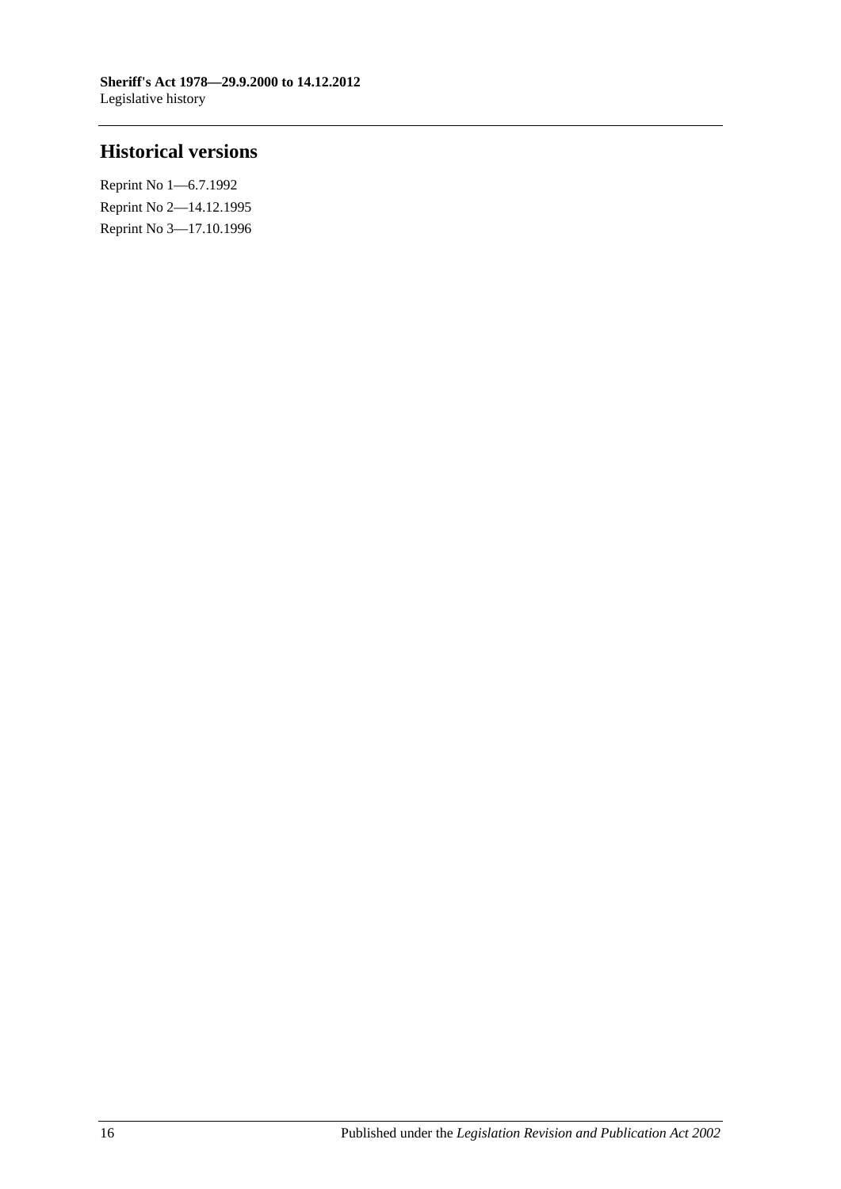## Historical versions

Reprint No 1—6.7.1992

Reprint No 2—14.12.1995

Reprint No 3—17.10.1996